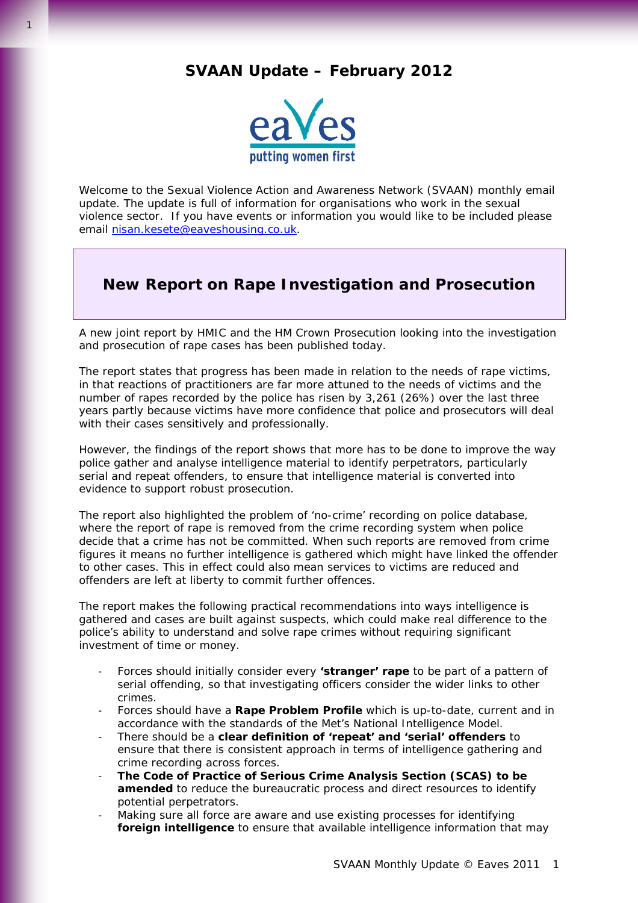# SVAAN Update – February 2012

Welcome to the Sexual Violence Action and Awareness Network (SVAAN) monthly email update. The update is full of information for organisations who work in the sexual violence sector. If you have events or information you would like to be included please email nisan.kesete@eaveshousing.co.uk.

## New Report on Rape Investigation and Prosecution

A new joint report by HMIC and the HM Crown Prosecution looking into the investigation and prosecution of rape cases has been published today.

The report states that progress has been made in relation to the needs of rape victims, in that reactions of practitioners are far more attuned to the needs of victims and the number of rapes recorded by the police has risen by 3,261 (26%) over the last three years partly because victims have more confidence that police and prosecutors will deal with their cases sensitively and professionally.

However, the findings of the report shows that more has to be done to improve the way police gather and analyse intelligence material to identify perpetrators, particularly serial and repeat offenders, to ensure that intelligence material is converted into evidence to support robust prosecution.

The report also highlighted the problem of 'no-crime' recording on police database, where the report of rape is removed from the crime recording system when police decide that a crime has not be committed. When such reports are removed from crime figures it means no further intelligence is gathered which might have linked the offender to other cases. This in effect could also mean services to victims are reduced and offenders are left at liberty to commit further offences.

The report makes the following practical recommendations into ways intelligence is gathered and cases are built against suspects, which could make real difference to the police's ability to understand and solve rape crimes without requiring significant investment of time or money.

- Forces should initially consider every **'stranger' rape** to be part of a pattern of serial offending, so that investigating officers consider the wider links to other crimes.
- Forces should have a **Rape Problem Profile** which is up-to-date, current and in accordance with the standards of the Met's National Intelligence Model.
- There should be a **clear definition of 'repeat' and 'serial' offenders** to ensure that there is consistent approach in terms of intelligence gathering and crime recording across forces.
- **The Code of Practice of Serious Crime Analysis Section (SCAS) to be amended** to reduce the bureaucratic process and direct resources to identify potential perpetrators.
- Making sure all force are aware and use existing processes for identifying **foreign intelligence** to ensure that available intelligence information that may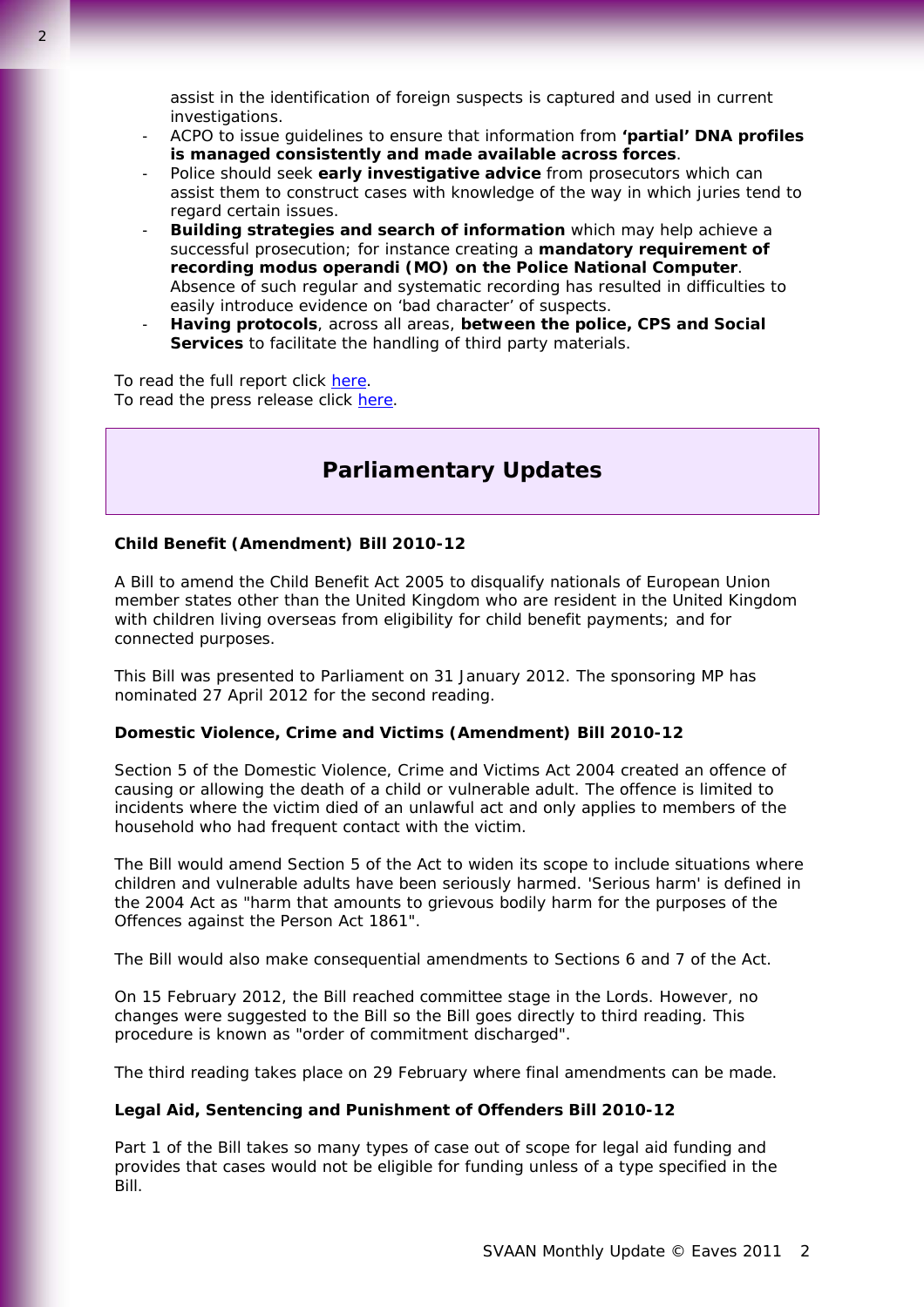assist in the identification of foreign suspects is captured and used in current investigations.

- ACPO to issue guidelines to ensure that information from **'partial' DNA profiles is managed consistently and made available across forces**.
- Police should seek **early investigative advice** from prosecutors which can assist them to construct cases with knowledge of the way in which juries tend to regard certain issues.
- **Building strategies and search of information** which may help achieve a successful prosecution; for instance creating a **mandatory requirement of recording modus operandi (MO) on the Police National Computer**. Absence of such regular and systematic recording has resulted in difficulties to easily introduce evidence on 'bad character' of suspects.
- **Having protocols**, across all areas, **between the police, CPS and Social Services** to facilitate the handling of third party materials.

To read the full report click here.
To read the press release click here.

## Parliamentary Updates

**Child Benefit (Amendment) Bill 2010-12**

A Bill to amend the Child Benefit Act 2005 to disqualify nationals of European Union member states other than the United Kingdom who are resident in the United Kingdom with children living overseas from eligibility for child benefit payments; and for connected purposes.

This Bill was presented to Parliament on 31 January 2012. The sponsoring MP has nominated 27 April 2012 for the second reading.

**Domestic Violence, Crime and Victims (Amendment) Bill 2010-12**

Section 5 of the Domestic Violence, Crime and Victims Act 2004 created an offence of causing or allowing the death of a child or vulnerable adult. The offence is limited to incidents where the victim died of an unlawful act and only applies to members of the household who had frequent contact with the victim.

The Bill would amend Section 5 of the Act to widen its scope to include situations where children and vulnerable adults have been seriously harmed. 'Serious harm' is defined in the 2004 Act as "harm that amounts to grievous bodily harm for the purposes of the Offences against the Person Act 1861".

The Bill would also make consequential amendments to Sections 6 and 7 of the Act.

On 15 February 2012, the Bill reached committee stage in the Lords. However, no changes were suggested to the Bill so the Bill goes directly to third reading. This procedure is known as "order of commitment discharged".

The third reading takes place on 29 February where final amendments can be made.

**Legal Aid, Sentencing and Punishment of Offenders Bill 2010-12**

Part 1 of the Bill takes so many types of case out of scope for legal aid funding and provides that cases would not be eligible for funding unless of a type specified in the Bill.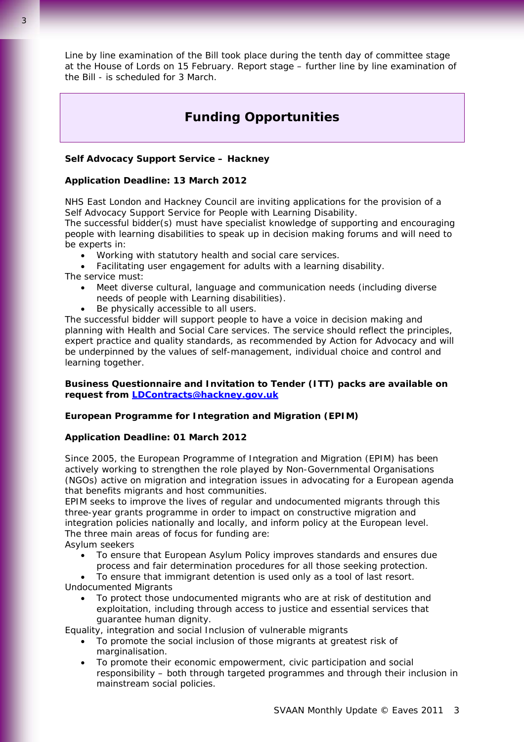Line by line examination of the Bill took place during the tenth day of committee stage at the House of Lords on 15 February. Report stage – further line by line examination of the Bill - is scheduled for 3 March.

## Funding Opportunities

**Self Advocacy Support Service – Hackney**

**Application Deadline: 13 March 2012**

NHS East London and Hackney Council are inviting applications for the provision of a Self Advocacy Support Service for People with Learning Disability.
The successful bidder(s) must have specialist knowledge of supporting and encouraging people with learning disabilities to speak up in decision making forums and will need to be experts in:

- Working with statutory health and social care services.
- Facilitating user engagement for adults with a learning disability.

The service must:

- Meet diverse cultural, language and communication needs (including diverse needs of people with Learning disabilities).
- Be physically accessible to all users.

The successful bidder will support people to have a voice in decision making and planning with Health and Social Care services. The service should reflect the principles, expert practice and quality standards, as recommended by Action for Advocacy and will be underpinned by the values of self-management, individual choice and control and learning together.

**Business Questionnaire and Invitation to Tender (ITT) packs are available on request from LDContracts@hackney.gov.uk**

**European Programme for Integration and Migration (EPIM)**

**Application Deadline: 01 March 2012**

Since 2005, the European Programme of Integration and Migration (EPIM) has been actively working to strengthen the role played by Non-Governmental Organisations (NGOs) active on migration and integration issues in advocating for a European agenda that benefits migrants and host communities.
EPIM seeks to improve the lives of regular and undocumented migrants through this three-year grants programme in order to impact on constructive migration and integration policies nationally and locally, and inform policy at the European level.
The three main areas of focus for funding are:
Asylum seekers

- To ensure that European Asylum Policy improves standards and ensures due process and fair determination procedures for all those seeking protection.
- To ensure that immigrant detention is used only as a tool of last resort.

Undocumented Migrants

- To protect those undocumented migrants who are at risk of destitution and exploitation, including through access to justice and essential services that guarantee human dignity.

Equality, integration and social Inclusion of vulnerable migrants

- To promote the social inclusion of those migrants at greatest risk of marginalisation.
- To promote their economic empowerment, civic participation and social responsibility – both through targeted programmes and through their inclusion in mainstream social policies.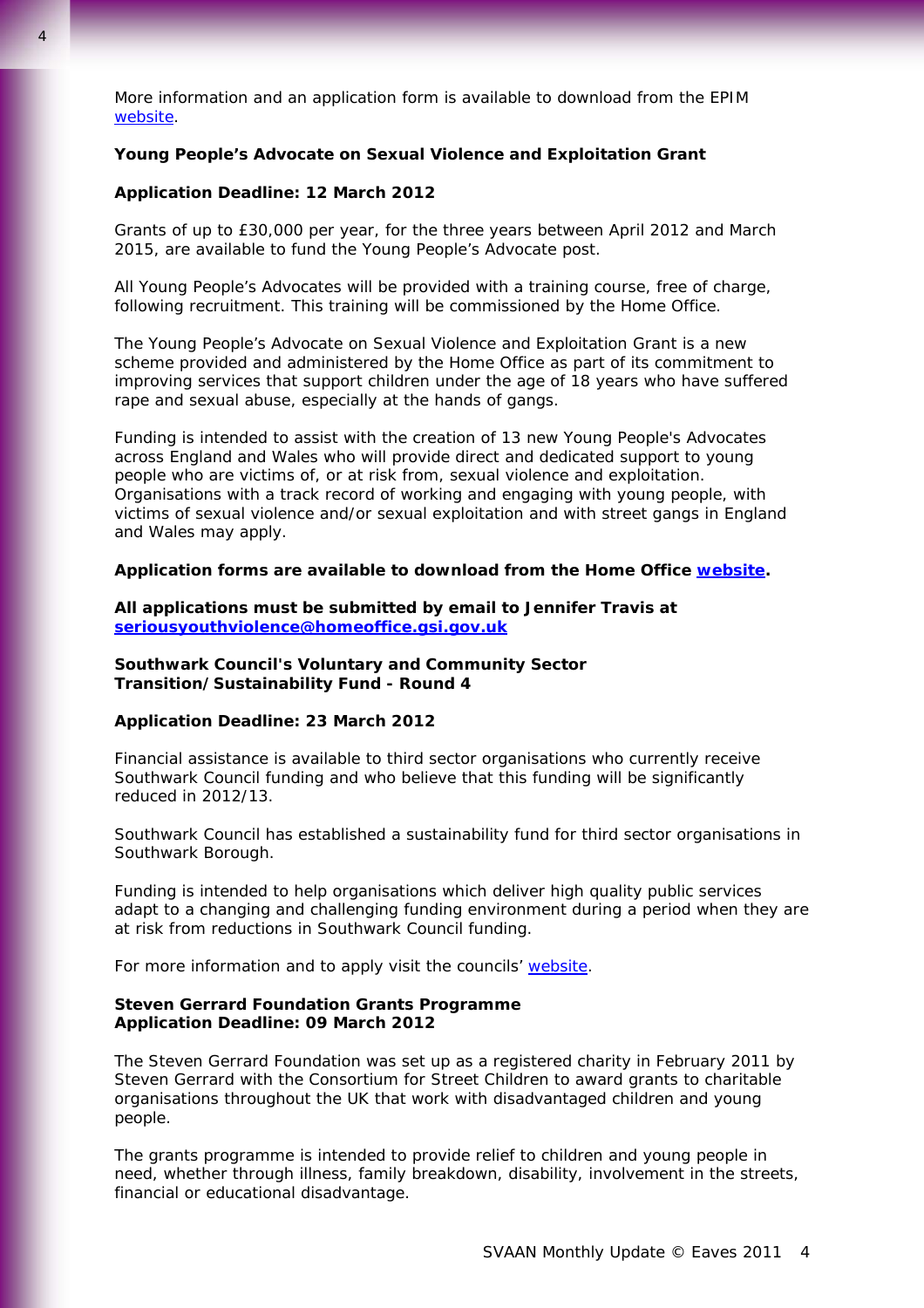More information and an application form is available to download from the EPIM website.

**Young People's Advocate on Sexual Violence and Exploitation Grant**

**Application Deadline: 12 March 2012**

Grants of up to £30,000 per year, for the three years between April 2012 and March 2015, are available to fund the Young People's Advocate post.

All Young People's Advocates will be provided with a training course, free of charge, following recruitment. This training will be commissioned by the Home Office.

The Young People's Advocate on Sexual Violence and Exploitation Grant is a new scheme provided and administered by the Home Office as part of its commitment to improving services that support children under the age of 18 years who have suffered rape and sexual abuse, especially at the hands of gangs.

Funding is intended to assist with the creation of 13 new Young People's Advocates across England and Wales who will provide direct and dedicated support to young people who are victims of, or at risk from, sexual violence and exploitation. Organisations with a track record of working and engaging with young people, with victims of sexual violence and/or sexual exploitation and with street gangs in England and Wales may apply.

**Application forms are available to download from the Home Office website.**

**All applications must be submitted by email to Jennifer Travis at seriousyouthviolence@homeoffice.gsi.gov.uk**

**Southwark Council's Voluntary and Community Sector Transition/Sustainability Fund - Round 4**

**Application Deadline: 23 March 2012**

Financial assistance is available to third sector organisations who currently receive Southwark Council funding and who believe that this funding will be significantly reduced in 2012/13.

Southwark Council has established a sustainability fund for third sector organisations in Southwark Borough.

Funding is intended to help organisations which deliver high quality public services adapt to a changing and challenging funding environment during a period when they are at risk from reductions in Southwark Council funding.

For more information and to apply visit the councils' website.

**Steven Gerrard Foundation Grants Programme**
**Application Deadline: 09 March 2012**

The Steven Gerrard Foundation was set up as a registered charity in February 2011 by Steven Gerrard with the Consortium for Street Children to award grants to charitable organisations throughout the UK that work with disadvantaged children and young people.

The grants programme is intended to provide relief to children and young people in need, whether through illness, family breakdown, disability, involvement in the streets, financial or educational disadvantage.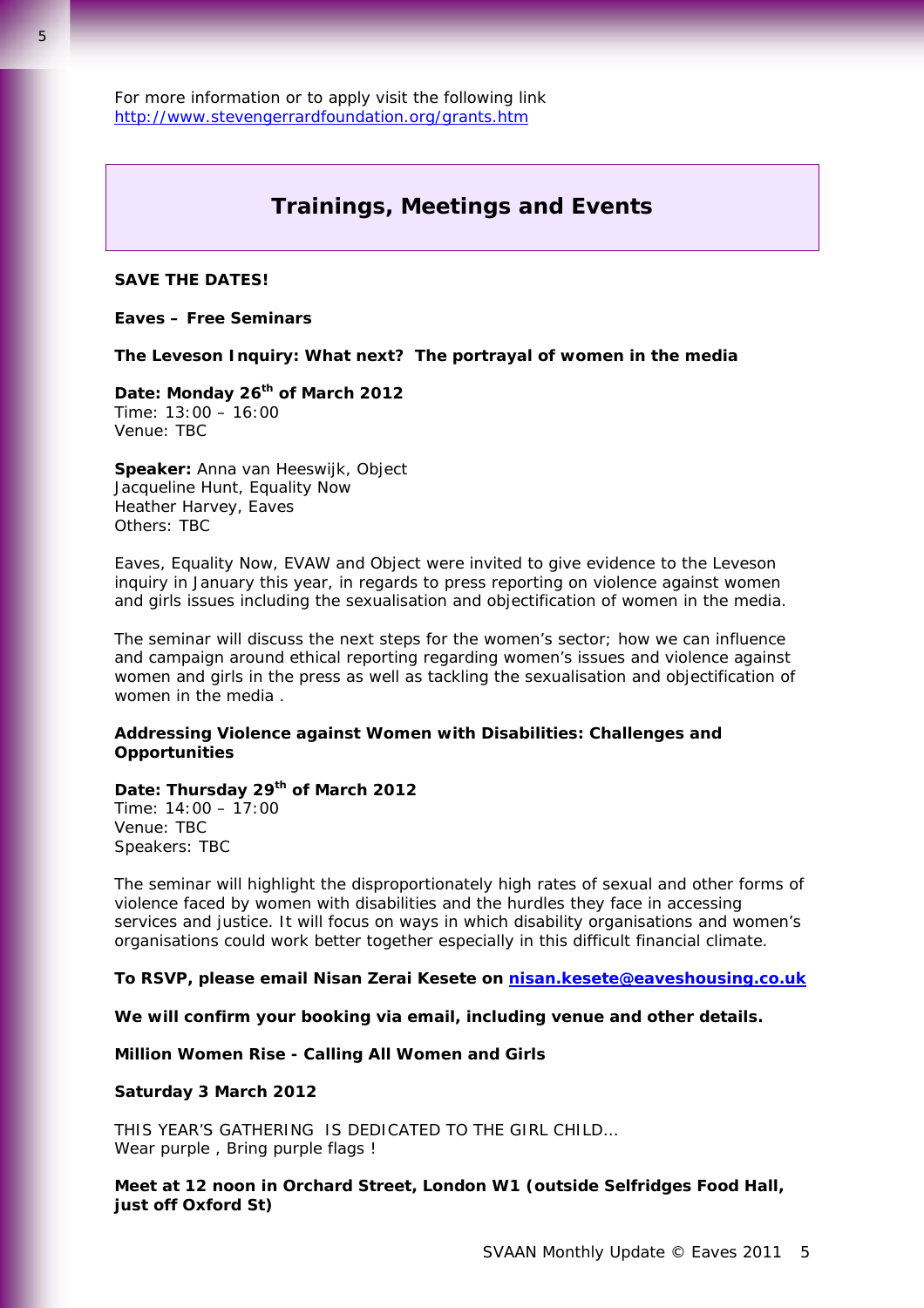For more information or to apply visit the following link
http://www.stevengerrardfoundation.org/grants.htm

## Trainings, Meetings and Events

**SAVE THE DATES!**

**Eaves – Free Seminars**

**The Leveson Inquiry: What next? The portrayal of women in the media**

**Date: Monday 26th of March 2012**
Time: 13:00 – 16:00
Venue: TBC

**Speaker:** Anna van Heeswijk, Object
Jacqueline Hunt, Equality Now
Heather Harvey, Eaves
Others: TBC

Eaves, Equality Now, EVAW and Object were invited to give evidence to the Leveson inquiry in January this year, in regards to press reporting on violence against women and girls issues including the sexualisation and objectification of women in the media.

The seminar will discuss the next steps for the women's sector; how we can influence and campaign around ethical reporting regarding women's issues and violence against women and girls in the press as well as tackling the sexualisation and objectification of women in the media .

**Addressing Violence against Women with Disabilities: Challenges and Opportunities**

**Date: Thursday 29th of March 2012**
Time: 14:00 – 17:00
Venue: TBC
Speakers: TBC

The seminar will highlight the disproportionately high rates of sexual and other forms of violence faced by women with disabilities and the hurdles they face in accessing services and justice. It will focus on ways in which disability organisations and women's organisations could work better together especially in this difficult financial climate.

**To RSVP, please email Nisan Zerai Kesete on nisan.kesete@eaveshousing.co.uk**

**We will confirm your booking via email, including venue and other details.**

**Million Women Rise - Calling All Women and Girls**

**Saturday 3 March 2012**

THIS YEAR'S GATHERING IS DEDICATED TO THE GIRL CHILD…
Wear purple , Bring purple flags !

**Meet at 12 noon in Orchard Street, London W1 (outside Selfridges Food Hall, just off Oxford St)**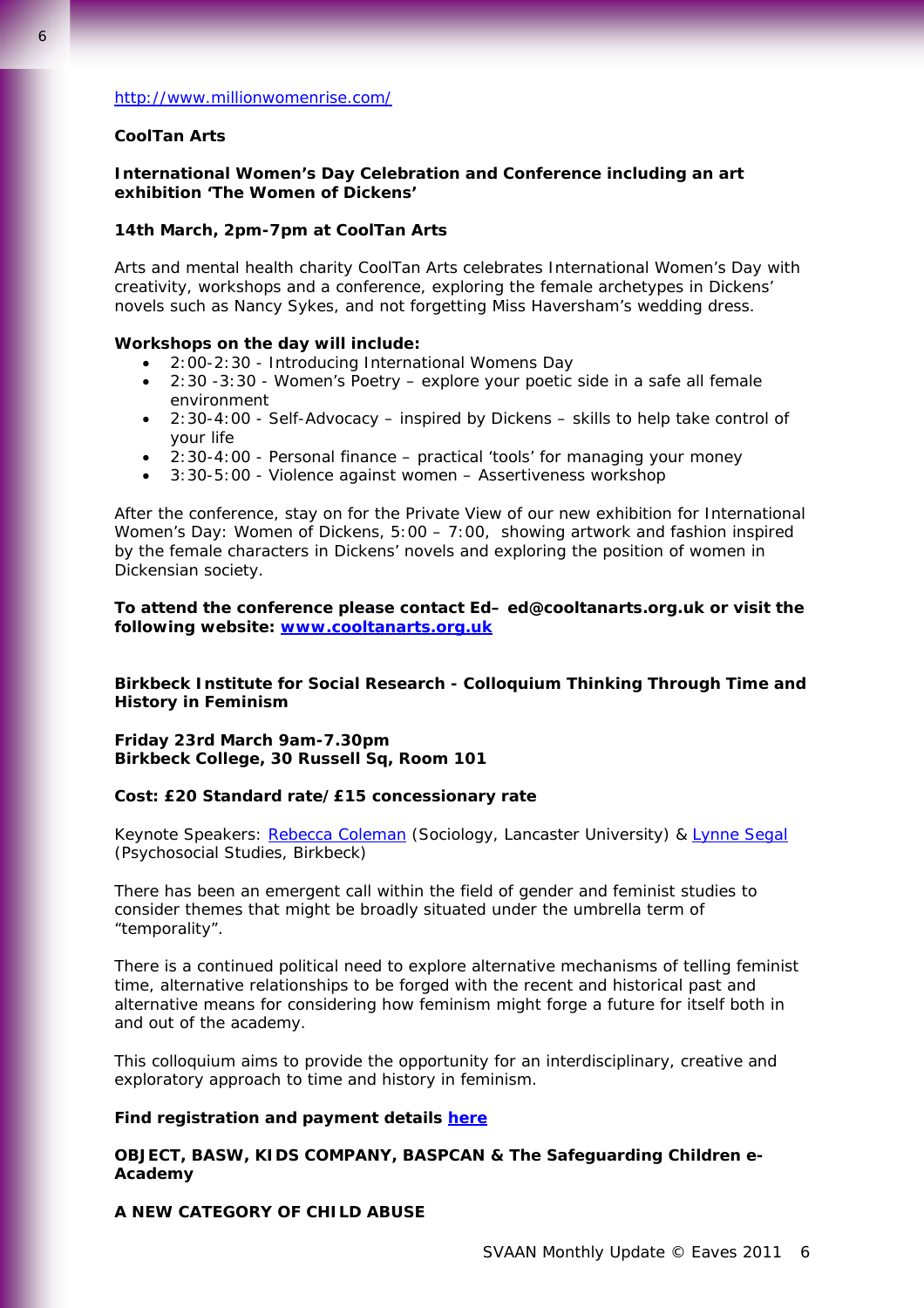http://www.millionwomenrise.com/

**CoolTan Arts**

**International Women's Day Celebration and Conference including an art exhibition 'The Women of Dickens'**

**14th March, 2pm-7pm at CoolTan Arts**

Arts and mental health charity CoolTan Arts celebrates International Women's Day with creativity, workshops and a conference, exploring the female archetypes in Dickens' novels such as Nancy Sykes, and not forgetting Miss Haversham's wedding dress.

**Workshops on the day will include:**

- 2:00-2:30 - Introducing International Womens Day
- 2:30 -3:30 - Women's Poetry – explore your poetic side in a safe all female environment
- 2:30-4:00 - Self-Advocacy – inspired by Dickens – skills to help take control of your life
- 2:30-4:00 - Personal finance – practical 'tools' for managing your money
- 3:30-5:00 - Violence against women – Assertiveness workshop

After the conference, stay on for the Private View of our new exhibition for International Women's Day: Women of Dickens, 5:00 – 7:00, showing artwork and fashion inspired by the female characters in Dickens' novels and exploring the position of women in Dickensian society.

**To attend the conference please contact Ed– ed@cooltanarts.org.uk or visit the following website: www.cooltanarts.org.uk**

**Birkbeck Institute for Social Research - Colloquium Thinking Through Time and History in Feminism**

**Friday 23rd March 9am-7.30pm**
**Birkbeck College, 30 Russell Sq, Room 101**

**Cost: £20 Standard rate/£15 concessionary rate**

Keynote Speakers: Rebecca Coleman (Sociology, Lancaster University) & Lynne Segal (Psychosocial Studies, Birkbeck)

There has been an emergent call within the field of gender and feminist studies to consider themes that might be broadly situated under the umbrella term of "temporality".

There is a continued political need to explore alternative mechanisms of telling feminist time, alternative relationships to be forged with the recent and historical past and alternative means for considering how feminism might forge a future for itself both in and out of the academy.

This colloquium aims to provide the opportunity for an interdisciplinary, creative and exploratory approach to time and history in feminism.

**Find registration and payment details here**

**OBJECT, BASW, KIDS COMPANY, BASPCAN & The Safeguarding Children e-Academy**

**A NEW CATEGORY OF CHILD ABUSE**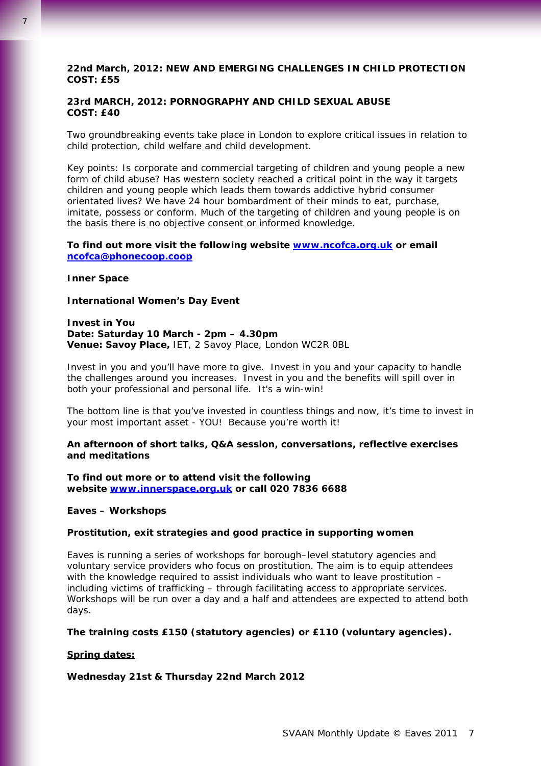**22nd March, 2012: NEW AND EMERGING CHALLENGES IN CHILD PROTECTION**
**COST: £55**

**23rd MARCH, 2012: PORNOGRAPHY AND CHILD SEXUAL ABUSE**
**COST: £40**

Two groundbreaking events take place in London to explore critical issues in relation to child protection, child welfare and child development.

Key points: Is corporate and commercial targeting of children and young people a new form of child abuse? Has western society reached a critical point in the way it targets children and young people which leads them towards addictive hybrid consumer orientated lives? We have 24 hour bombardment of their minds to eat, purchase, imitate, possess or conform. Much of the targeting of children and young people is on the basis there is no objective consent or informed knowledge.

**To find out more visit the following website [www.ncofca.org.uk](http://www.ncofca.org.uk) or email [ncofca@phonecoop.coop](mailto:ncofca@phonecoop.coop)**

**Inner Space**

**International Women's Day Event**

**Invest in You**
**Date: Saturday 10 March - 2pm – 4.30pm**
**Venue: Savoy Place,** IET, 2 Savoy Place, London WC2R 0BL

Invest in you and you'll have more to give. Invest in you and your capacity to handle the challenges around you increases. Invest in you and the benefits will spill over in both your professional and personal life. It's a win-win!

The bottom line is that you've invested in countless things and now, it's time to invest in your most important asset - YOU! Because you're worth it!

**An afternoon of short talks, Q&A session, conversations, reflective exercises and meditations**

**To find out more or to attend visit the following website [www.innerspace.org.uk](http://www.innerspace.org.uk) or call 020 7836 6688**

**Eaves – Workshops**

**Prostitution, exit strategies and good practice in supporting women**

Eaves is running a series of workshops for borough–level statutory agencies and voluntary service providers who focus on prostitution. The aim is to equip attendees with the knowledge required to assist individuals who want to leave prostitution – including victims of trafficking – through facilitating access to appropriate services. Workshops will be run over a day and a half and attendees are expected to attend both days.

**The training costs £150 (statutory agencies) or £110 (voluntary agencies).**

**<u>Spring dates:</u>**

**Wednesday 21st & Thursday 22nd March 2012**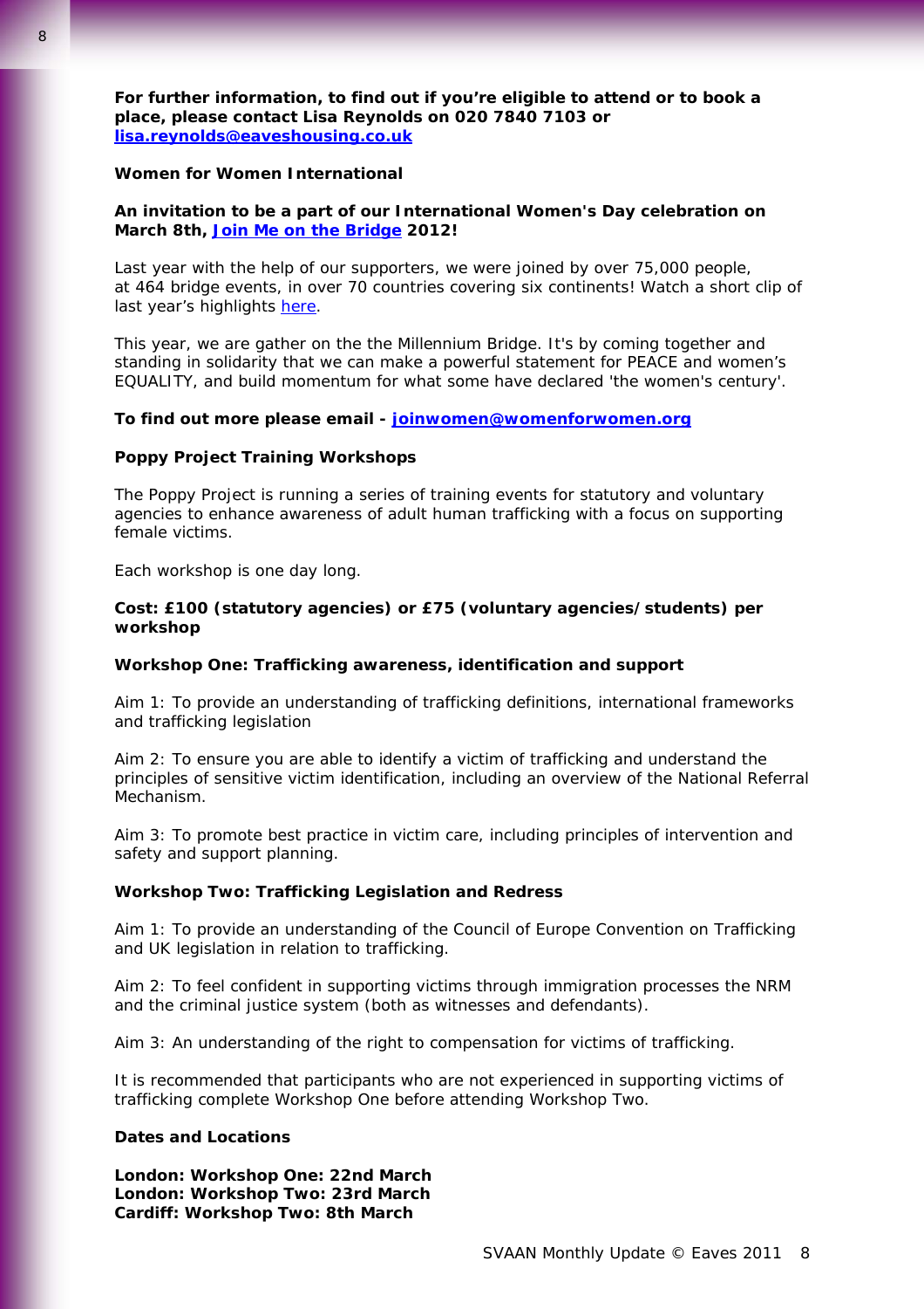**For further information, to find out if you're eligible to attend or to book a place, please contact Lisa Reynolds on 020 7840 7103 or [lisa.reynolds@eaveshousing.co.uk](mailto:lisa.reynolds@eaveshousing.co.uk)**

**Women for Women International**

**An invitation to be a part of our International Women's Day celebration on March 8th, [Join Me on the Bridge](#) 2012!**

Last year with the help of our supporters, we were joined by over 75,000 people, at 464 bridge events, in over 70 countries covering six continents! Watch a short clip of last year's highlights [here](#).

This year, we are gather on the the Millennium Bridge. It's by coming together and standing in solidarity that we can make a powerful statement for PEACE and women's EQUALITY, and build momentum for what some have declared 'the women's century'.

**To find out more please email - [joinwomen@womenforwomen.org](mailto:joinwomen@womenforwomen.org)**

**Poppy Project Training Workshops**

The Poppy Project is running a series of training events for statutory and voluntary agencies to enhance awareness of adult human trafficking with a focus on supporting female victims.

Each workshop is one day long.

**Cost: £100 (statutory agencies) or £75 (voluntary agencies/students) per workshop**

**Workshop One: Trafficking awareness, identification and support**

Aim 1: To provide an understanding of trafficking definitions, international frameworks and trafficking legislation

Aim 2: To ensure you are able to identify a victim of trafficking and understand the principles of sensitive victim identification, including an overview of the National Referral Mechanism.

Aim 3: To promote best practice in victim care, including principles of intervention and safety and support planning.

**Workshop Two: Trafficking Legislation and Redress**

Aim 1: To provide an understanding of the Council of Europe Convention on Trafficking and UK legislation in relation to trafficking.

Aim 2: To feel confident in supporting victims through immigration processes the NRM and the criminal justice system (both as witnesses and defendants).

Aim 3: An understanding of the right to compensation for victims of trafficking.

It is recommended that participants who are not experienced in supporting victims of trafficking complete Workshop One before attending Workshop Two.

**Dates and Locations**

**London: Workshop One: 22nd March**
**London: Workshop Two: 23rd March**
**Cardiff: Workshop Two: 8th March**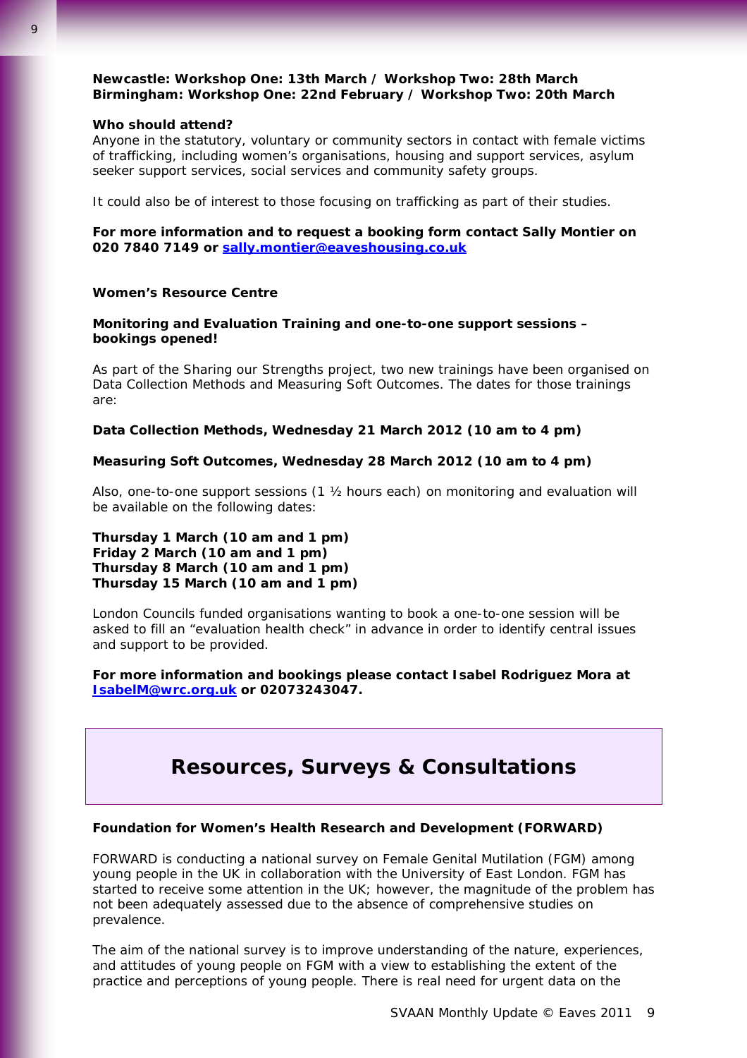**Newcastle: Workshop One: 13th March / Workshop Two: 28th March**
**Birmingham: Workshop One: 22nd February / Workshop Two: 20th March**

**Who should attend?**
Anyone in the statutory, voluntary or community sectors in contact with female victims of trafficking, including women's organisations, housing and support services, asylum seeker support services, social services and community safety groups.

It could also be of interest to those focusing on trafficking as part of their studies.

**For more information and to request a booking form contact Sally Montier on 020 7840 7149 or [sally.montier@eaveshousing.co.uk](mailto:sally.montier@eaveshousing.co.uk)**

**Women's Resource Centre**

**Monitoring and Evaluation Training and one-to-one support sessions – bookings opened!**

As part of the Sharing our Strengths project, two new trainings have been organised on Data Collection Methods and Measuring Soft Outcomes. The dates for those trainings are:

**Data Collection Methods, Wednesday 21 March 2012 (10 am to 4 pm)**

**Measuring Soft Outcomes, Wednesday 28 March 2012 (10 am to 4 pm)**

Also, one-to-one support sessions (1 ½ hours each) on monitoring and evaluation will be available on the following dates:

**Thursday 1 March (10 am and 1 pm)**
**Friday 2 March (10 am and 1 pm)**
**Thursday 8 March (10 am and 1 pm)**
**Thursday 15 March (10 am and 1 pm)**

London Councils funded organisations wanting to book a one-to-one session will be asked to fill an "evaluation health check" in advance in order to identify central issues and support to be provided.

**For more information and bookings please contact Isabel Rodriguez Mora at [IsabelM@wrc.org.uk](mailto:IsabelM@wrc.org.uk) or 02073243047.**

## Resources, Surveys & Consultations

**Foundation for Women's Health Research and Development (FORWARD)**

FORWARD is conducting a national survey on Female Genital Mutilation (FGM) among young people in the UK in collaboration with the University of East London. FGM has started to receive some attention in the UK; however, the magnitude of the problem has not been adequately assessed due to the absence of comprehensive studies on prevalence.

The aim of the national survey is to improve understanding of the nature, experiences, and attitudes of young people on FGM with a view to establishing the extent of the practice and perceptions of young people. There is real need for urgent data on the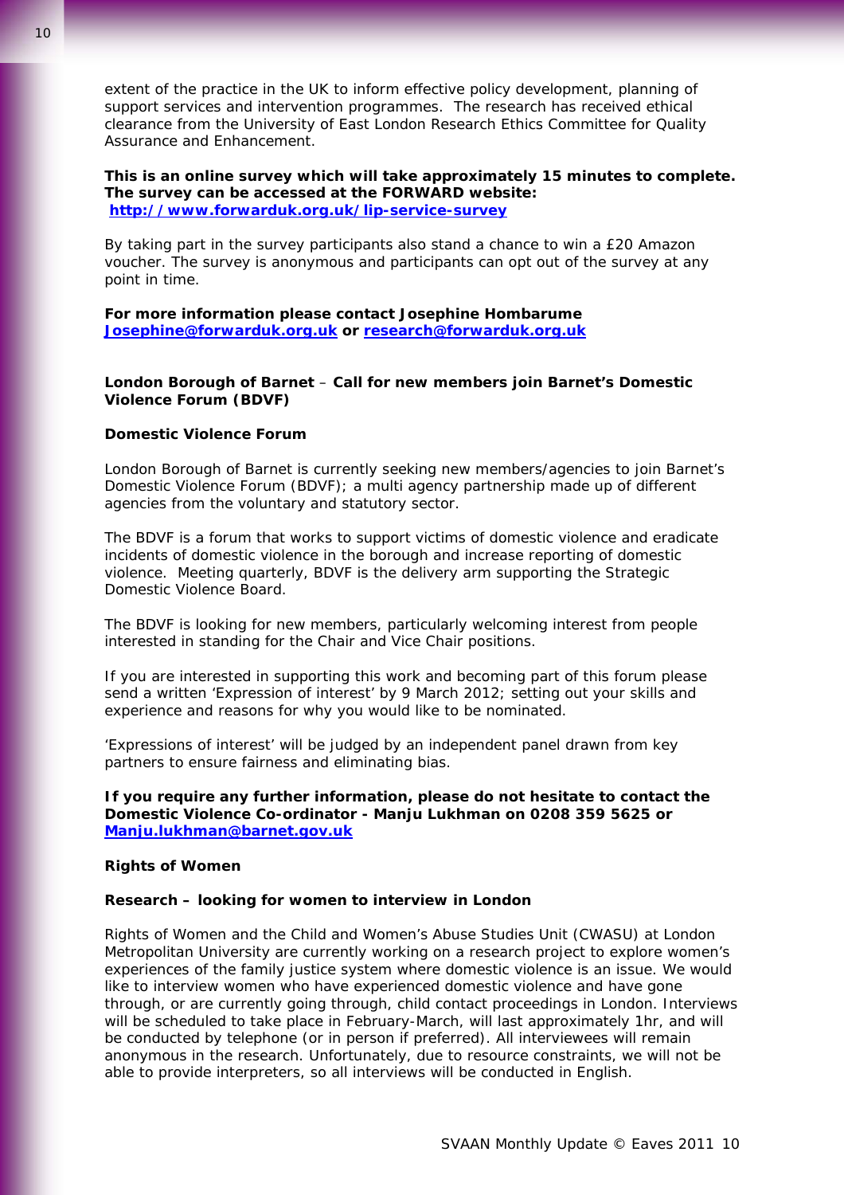extent of the practice in the UK to inform effective policy development, planning of support services and intervention programmes. The research has received ethical clearance from the University of East London Research Ethics Committee for Quality Assurance and Enhancement.

**This is an online survey which will take approximately 15 minutes to complete. The survey can be accessed at the FORWARD website:**
**http://www.forwarduk.org.uk/lip-service-survey**

By taking part in the survey participants also stand a chance to win a £20 Amazon voucher. The survey is anonymous and participants can opt out of the survey at any point in time.

**For more information please contact Josephine Hombarume**
**Josephine@forwarduk.org.uk or research@forwarduk.org.uk**

**London Borough of Barnet – Call for new members join Barnet's Domestic Violence Forum (BDVF)**

**Domestic Violence Forum**

London Borough of Barnet is currently seeking new members/agencies to join Barnet's Domestic Violence Forum (BDVF); a multi agency partnership made up of different agencies from the voluntary and statutory sector.

The BDVF is a forum that works to support victims of domestic violence and eradicate incidents of domestic violence in the borough and increase reporting of domestic violence. Meeting quarterly, BDVF is the delivery arm supporting the Strategic Domestic Violence Board.

The BDVF is looking for new members, particularly welcoming interest from people interested in standing for the Chair and Vice Chair positions.

If you are interested in supporting this work and becoming part of this forum please send a written 'Expression of interest' by 9 March 2012; setting out your skills and experience and reasons for why you would like to be nominated.

'Expressions of interest' will be judged by an independent panel drawn from key partners to ensure fairness and eliminating bias.

**If you require any further information, please do not hesitate to contact the Domestic Violence Co-ordinator - Manju Lukhman on 0208 359 5625 or Manju.lukhman@barnet.gov.uk**

**Rights of Women**

**Research – looking for women to interview in London**

Rights of Women and the Child and Women's Abuse Studies Unit (CWASU) at London Metropolitan University are currently working on a research project to explore women's experiences of the family justice system where domestic violence is an issue. We would like to interview women who have experienced domestic violence and have gone through, or are currently going through, child contact proceedings in London. Interviews will be scheduled to take place in February-March, will last approximately 1hr, and will be conducted by telephone (or in person if preferred). All interviewees will remain anonymous in the research. Unfortunately, due to resource constraints, we will not be able to provide interpreters, so all interviews will be conducted in English.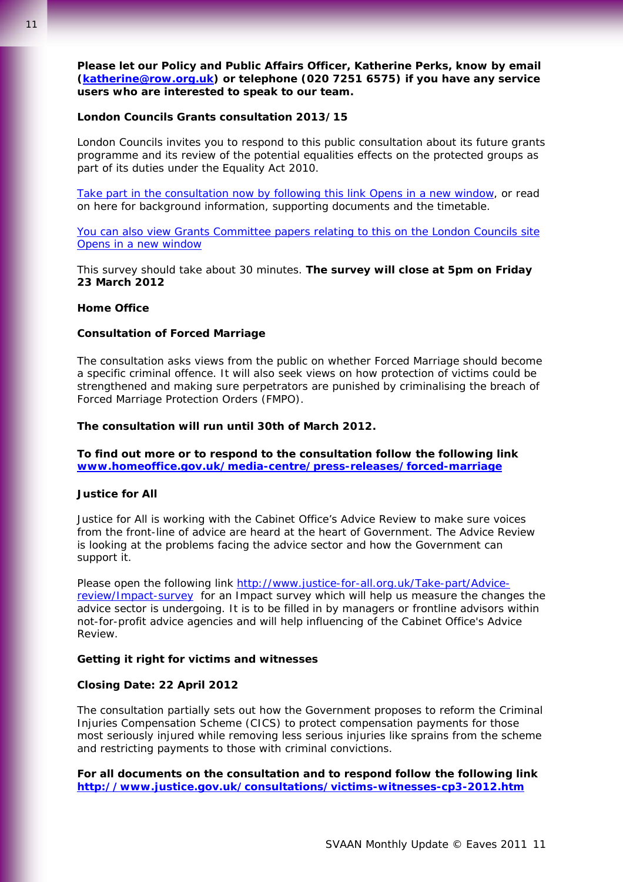**Please let our Policy and Public Affairs Officer, Katherine Perks, know by email ([katherine@row.org.uk](mailto:katherine@row.org.uk)) or telephone (020 7251 6575) if you have any service users who are interested to speak to our team.**

**London Councils Grants consultation 2013/15**

London Councils invites you to respond to this public consultation about its future grants programme and its review of the potential equalities effects on the protected groups as part of its duties under the Equality Act 2010.

Take part in the consultation now by following this link Opens in a new window, or read on here for background information, supporting documents and the timetable.

You can also view Grants Committee papers relating to this on the London Councils site Opens in a new window

This survey should take about 30 minutes. **The survey will close at 5pm on Friday 23 March 2012**

**Home Office**

**Consultation of Forced Marriage**

The consultation asks views from the public on whether Forced Marriage should become a specific criminal offence. It will also seek views on how protection of victims could be strengthened and making sure perpetrators are punished by criminalising the breach of Forced Marriage Protection Orders (FMPO).

**The consultation will run until 30th of March 2012.**

**To find out more or to respond to the consultation follow the following link [www.homeoffice.gov.uk/media-centre/press-releases/forced-marriage](http://www.homeoffice.gov.uk/media-centre/press-releases/forced-marriage)**

**Justice for All**

Justice for All is working with the Cabinet Office's Advice Review to make sure voices from the front-line of advice are heard at the heart of Government. The Advice Review is looking at the problems facing the advice sector and how the Government can support it.

Please open the following link [http://www.justice-for-all.org.uk/Take-part/Advice-review/Impact-survey](http://www.justice-for-all.org.uk/Take-part/Advice-review/Impact-survey) for an Impact survey which will help us measure the changes the advice sector is undergoing. It is to be filled in by managers or frontline advisors within not-for-profit advice agencies and will help influencing of the Cabinet Office's Advice Review.

**Getting it right for victims and witnesses**

**Closing Date: 22 April 2012**

The consultation partially sets out how the Government proposes to reform the Criminal Injuries Compensation Scheme (CICS) to protect compensation payments for those most seriously injured while removing less serious injuries like sprains from the scheme and restricting payments to those with criminal convictions.

**For all documents on the consultation and to respond follow the following link [http://www.justice.gov.uk/consultations/victims-witnesses-cp3-2012.htm](http://www.justice.gov.uk/consultations/victims-witnesses-cp3-2012.htm)**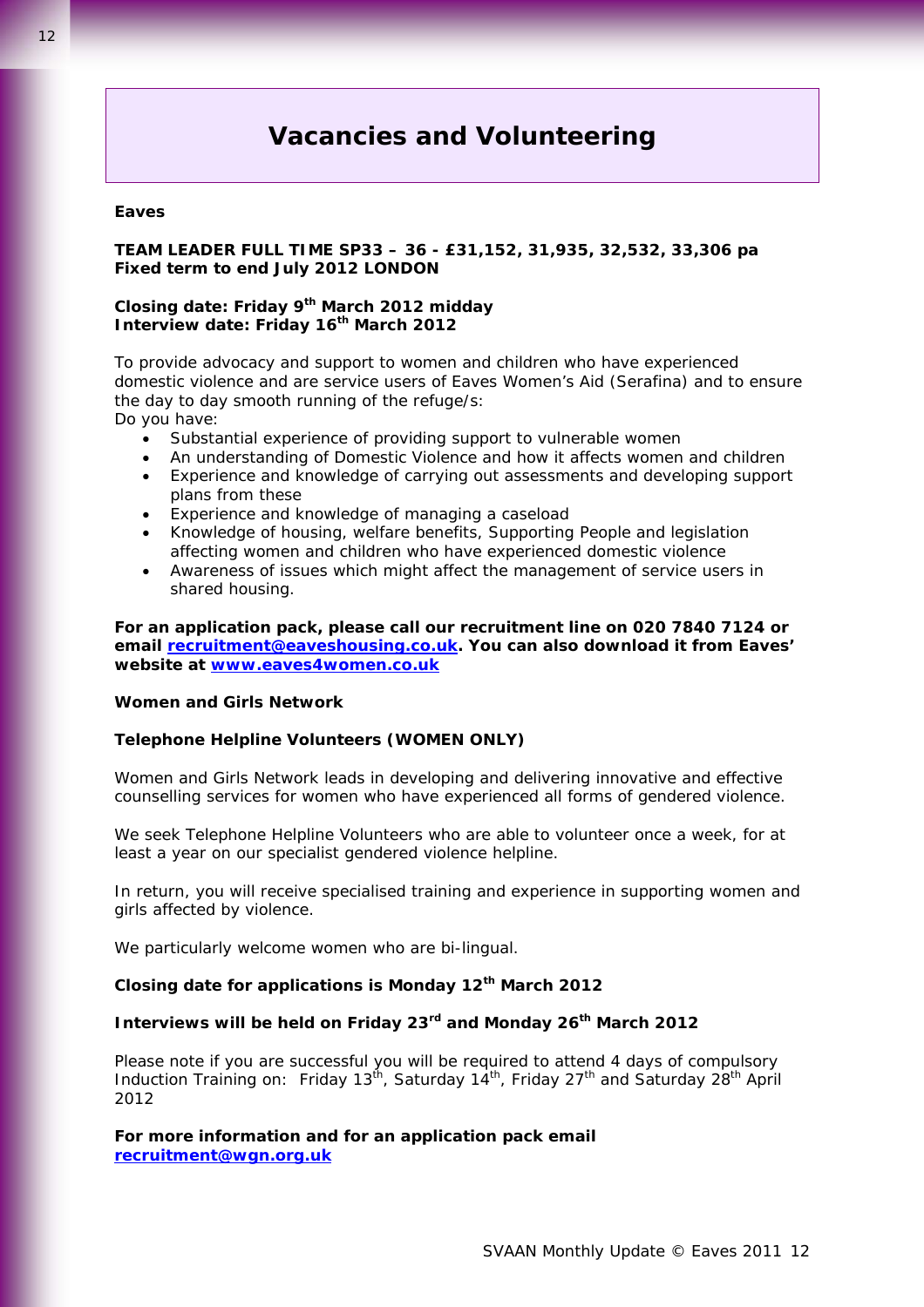# Vacancies and Volunteering

**Eaves**

**TEAM LEADER FULL TIME SP33 – 36 - £31,152, 31,935, 32,532, 33,306 pa**
**Fixed term to end July 2012 LONDON**

**Closing date: Friday 9th March 2012 midday**
**Interview date: Friday 16th March 2012**

To provide advocacy and support to women and children who have experienced domestic violence and are service users of Eaves Women's Aid (Serafina) and to ensure the day to day smooth running of the refuge/s:
Do you have:

- Substantial experience of providing support to vulnerable women
- An understanding of Domestic Violence and how it affects women and children
- Experience and knowledge of carrying out assessments and developing support plans from these
- Experience and knowledge of managing a caseload
- Knowledge of housing, welfare benefits, Supporting People and legislation affecting women and children who have experienced domestic violence
- Awareness of issues which might affect the management of service users in shared housing.

**For an application pack, please call our recruitment line on 020 7840 7124 or email [recruitment@eaveshousing.co.uk](mailto:recruitment@eaveshousing.co.uk). You can also download it from Eaves' website at [www.eaves4women.co.uk](http://www.eaves4women.co.uk)**

**Women and Girls Network**

**Telephone Helpline Volunteers (WOMEN ONLY)**

Women and Girls Network leads in developing and delivering innovative and effective counselling services for women who have experienced all forms of gendered violence.

We seek Telephone Helpline Volunteers who are able to volunteer once a week, for at least a year on our specialist gendered violence helpline.

In return, you will receive specialised training and experience in supporting women and girls affected by violence.

We particularly welcome women who are bi-lingual.

**Closing date for applications is Monday 12th March 2012**

**Interviews will be held on Friday 23rd and Monday 26th March 2012**

Please note if you are successful you will be required to attend 4 days of compulsory Induction Training on: Friday 13th, Saturday 14th, Friday 27th and Saturday 28th April 2012

**For more information and for an application pack email [recruitment@wgn.org.uk](mailto:recruitment@wgn.org.uk)**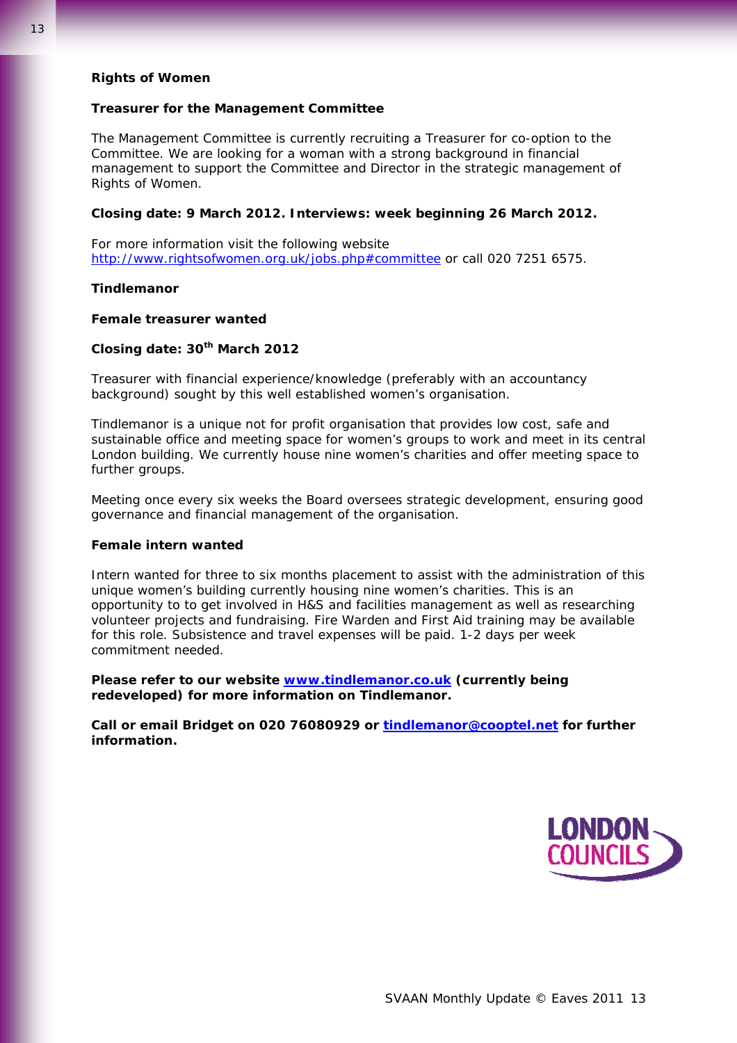**Rights of Women**

**Treasurer for the Management Committee**

The Management Committee is currently recruiting a Treasurer for co-option to the Committee. We are looking for a woman with a strong background in financial management to support the Committee and Director in the strategic management of Rights of Women.

**Closing date: 9 March 2012. Interviews: week beginning 26 March 2012.**

For more information visit the following website http://www.rightsofwomen.org.uk/jobs.php#committee or call 020 7251 6575.

**Tindlemanor**

**Female treasurer wanted**

**Closing date: 30th March 2012**

Treasurer with financial experience/knowledge (preferably with an accountancy background) sought by this well established women's organisation.

Tindlemanor is a unique not for profit organisation that provides low cost, safe and sustainable office and meeting space for women's groups to work and meet in its central London building. We currently house nine women's charities and offer meeting space to further groups.

Meeting once every six weeks the Board oversees strategic development, ensuring good governance and financial management of the organisation.

**Female intern wanted**

Intern wanted for three to six months placement to assist with the administration of this unique women's building currently housing nine women's charities. This is an opportunity to to get involved in H&S and facilities management as well as researching volunteer projects and fundraising. Fire Warden and First Aid training may be available for this role. Subsistence and travel expenses will be paid. 1-2 days per week commitment needed.

**Please refer to our website www.tindlemanor.co.uk (currently being redeveloped) for more information on Tindlemanor.**

**Call or email Bridget on 020 76080929 or tindlemanor@cooptel.net for further information.**

LONDON COUNCILS